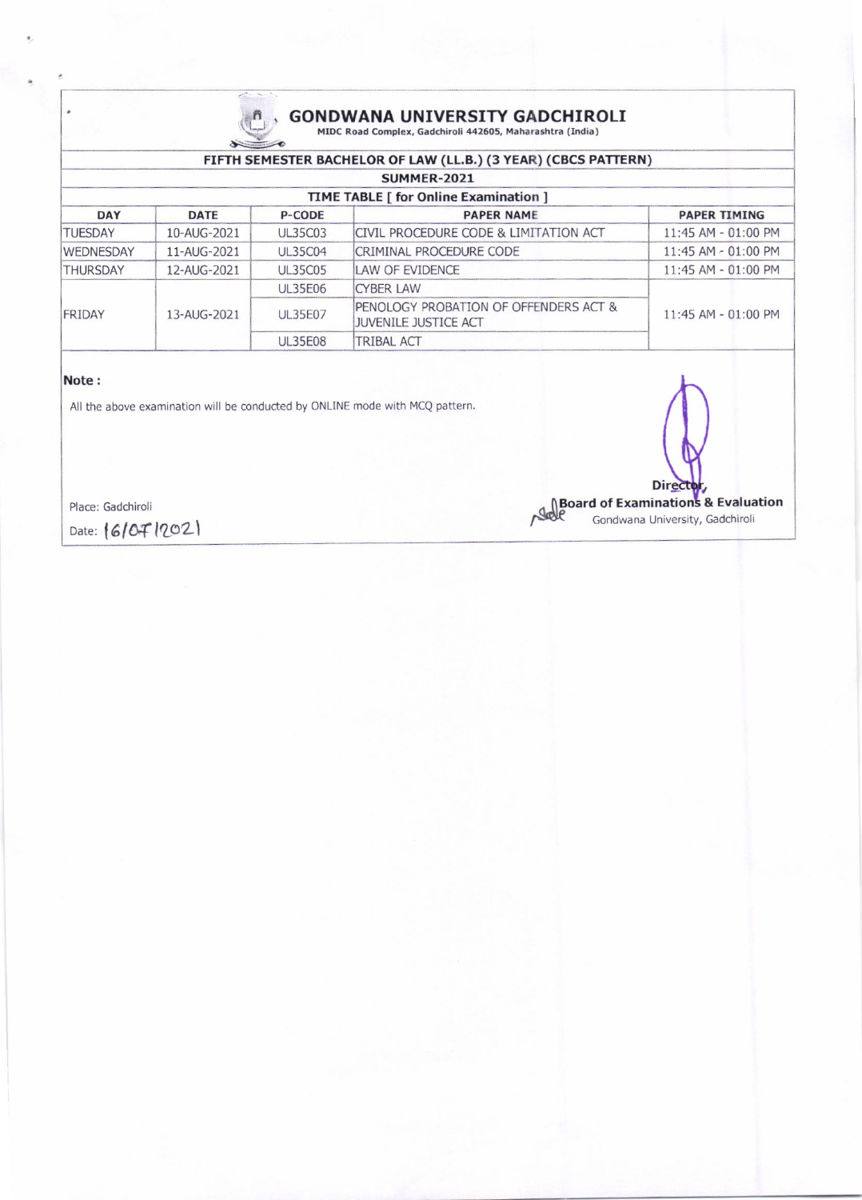# GONDWANA UNIVERSITY GADCHIROLI

MIDC Road Complex, Gadchiroli 442605, Maharashtra (India)

## FIFTH SEMESTER BACHELOR OF LAW (LL.B.) (3 YEAR) (CBCS PATTERN)

### SUMMER-2021

### TIME TABLE [ for Online Examination ]

| DAY | DATE | P-CODE | PAPER NAME | PAPER TIMING |
|---|---|---|---|---|
| TUESDAY | 10-AUG-2021 | UL35C03 | CIVIL PROCEDURE CODE & LIMITATION ACT | 11:45 AM - 01:00 PM |
| WEDNESDAY | 11-AUG-2021 | UL35C04 | CRIMINAL PROCEDURE CODE | 11:45 AM - 01:00 PM |
| THURSDAY | 12-AUG-2021 | UL35C05 | LAW OF EVIDENCE | 11:45 AM - 01:00 PM |
| FRIDAY | 13-AUG-2021 | UL35E06 | CYBER LAW | 11:45 AM - 01:00 PM |
| | | UL35E07 | PENOLOGY PROBATION OF OFFENDERS ACT & JUVENILE JUSTICE ACT | |
| | | UL35E08 | TRIBAL ACT | |

**Note :**

All the above examination will be conducted by ONLINE mode with MCQ pattern.

Place: Gadchiroli

Date: 16/07/2021

Director,
**Board of Examinations & Evaluation**
Gondwana University, Gadchiroli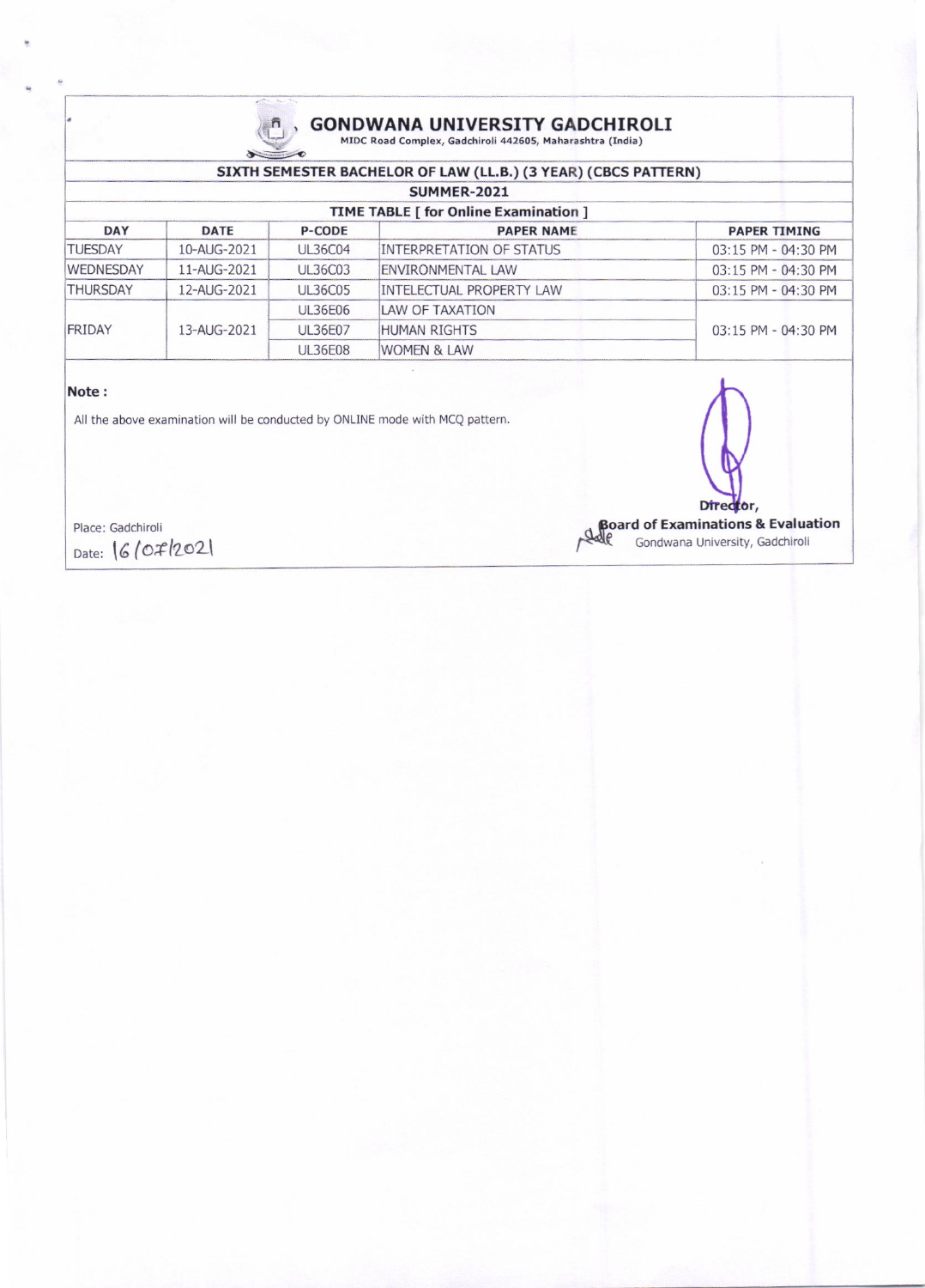# GONDWANA UNIVERSITY GADCHIROLI

MIDC Road Complex, Gadchiroli 442605, Maharashtra (India)

## SIXTH SEMESTER BACHELOR OF LAW (LL.B.) (3 YEAR) (CBCS PATTERN)

### SUMMER-2021

### TIME TABLE [ for Online Examination ]

| DAY | DATE | P-CODE | PAPER NAME | PAPER TIMING |
|---|---|---|---|---|
| TUESDAY | 10-AUG-2021 | UL36C04 | INTERPRETATION OF STATUS | 03:15 PM - 04:30 PM |
| WEDNESDAY | 11-AUG-2021 | UL36C03 | ENVIRONMENTAL LAW | 03:15 PM - 04:30 PM |
| THURSDAY | 12-AUG-2021 | UL36C05 | INTELECTUAL PROPERTY LAW | 03:15 PM - 04:30 PM |
| FRIDAY | 13-AUG-2021 | UL36E06 | LAW OF TAXATION | 03:15 PM - 04:30 PM |
| | | UL36E07 | HUMAN RIGHTS | |
| | | UL36E08 | WOMEN & LAW | |

**Note :**

All the above examination will be conducted by ONLINE mode with MCQ pattern.

Place: Gadchiroli

Date: 16/07/2021

Director,

**Board of Examinations & Evaluation**

Gondwana University, Gadchiroli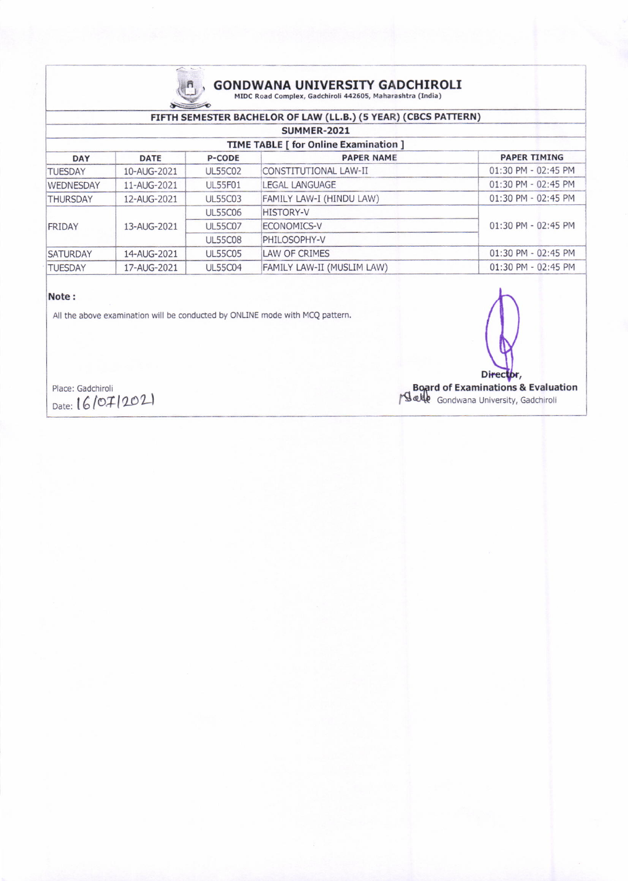# GONDWANA UNIVERSITY GADCHIROLI

MIDC Road Complex, Gadchiroli 442605, Maharashtra (India)

## FIFTH SEMESTER BACHELOR OF LAW (LL.B.) (5 YEAR) (CBCS PATTERN)

### SUMMER-2021

### TIME TABLE [ for Online Examination ]

| DAY | DATE | P-CODE | PAPER NAME | PAPER TIMING |
|---|---|---|---|---|
| TUESDAY | 10-AUG-2021 | UL55C02 | CONSTITUTIONAL LAW-II | 01:30 PM - 02:45 PM |
| WEDNESDAY | 11-AUG-2021 | UL55F01 | LEGAL LANGUAGE | 01:30 PM - 02:45 PM |
| THURSDAY | 12-AUG-2021 | UL55C03 | FAMILY LAW-I (HINDU LAW) | 01:30 PM - 02:45 PM |
| FRIDAY | 13-AUG-2021 | UL55C06 | HISTORY-V | 01:30 PM - 02:45 PM |
| | | UL55C07 | ECONOMICS-V | |
| | | UL55C08 | PHILOSOPHY-V | |
| SATURDAY | 14-AUG-2021 | UL55C05 | LAW OF CRIMES | 01:30 PM - 02:45 PM |
| TUESDAY | 17-AUG-2021 | UL55C04 | FAMILY LAW-II (MUSLIM LAW) | 01:30 PM - 02:45 PM |

**Note :**

All the above examination will be conducted by ONLINE mode with MCQ pattern.

Place: Gadchiroli

Date: 16/07/2021

**Director,**
**Board of Examinations & Evaluation**
Gondwana University, Gadchiroli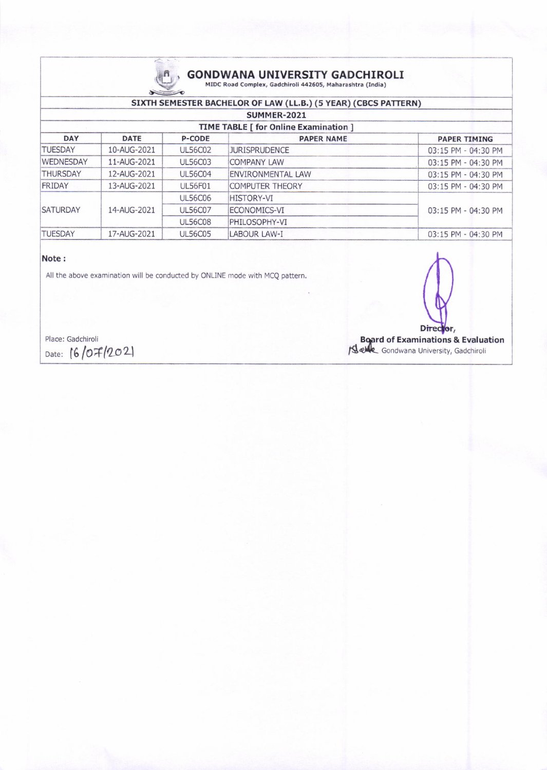# GONDWANA UNIVERSITY GADCHIROLI

MIDC Road Complex, Gadchiroli 442605, Maharashtra (India)

## SIXTH SEMESTER BACHELOR OF LAW (LL.B.) (5 YEAR) (CBCS PATTERN)

### SUMMER-2021

### TIME TABLE [ for Online Examination ]

| DAY | DATE | P-CODE | PAPER NAME | PAPER TIMING |
|---|---|---|---|---|
| TUESDAY | 10-AUG-2021 | UL56C02 | JURISPRUDENCE | 03:15 PM - 04:30 PM |
| WEDNESDAY | 11-AUG-2021 | UL56C03 | COMPANY LAW | 03:15 PM - 04:30 PM |
| THURSDAY | 12-AUG-2021 | UL56C04 | ENVIRONMENTAL LAW | 03:15 PM - 04:30 PM |
| FRIDAY | 13-AUG-2021 | UL56F01 | COMPUTER THEORY | 03:15 PM - 04:30 PM |
| SATURDAY | 14-AUG-2021 | UL56C06 | HISTORY-VI | 03:15 PM - 04:30 PM |
| | | UL56C07 | ECONOMICS-VI | |
| | | UL56C08 | PHILOSOPHY-VI | |
| TUESDAY | 17-AUG-2021 | UL56C05 | LABOUR LAW-I | 03:15 PM - 04:30 PM |

**Note :**

All the above examination will be conducted by ONLINE mode with MCQ pattern.

Place: Gadchiroli

Date: 16/07/2021

Director,

**Board of Examinations & Evaluation**

Gondwana University, Gadchiroli